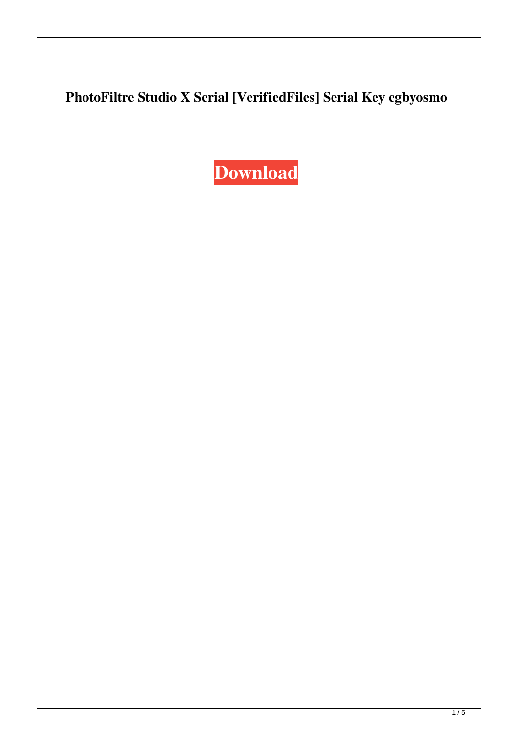**PhotoFiltre Studio X Serial [VerifiedFiles] Serial Key egbyosmo**

**Download**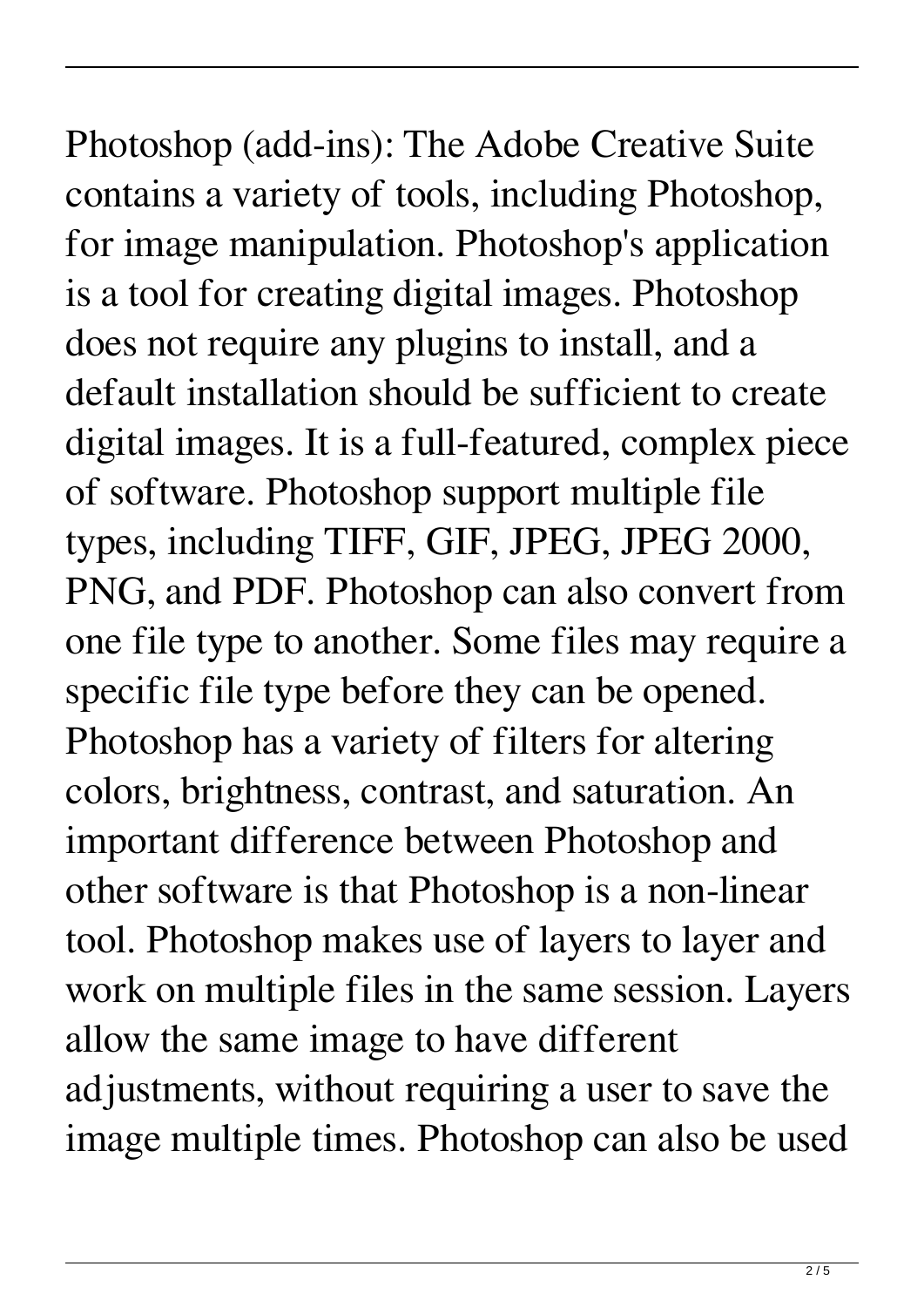Photoshop (add-ins): The Adobe Creative Suite contains a variety of tools, including Photoshop, for image manipulation. Photoshop's application is a tool for creating digital images. Photoshop does not require any plugins to install, and a default installation should be sufficient to create digital images. It is a full-featured, complex piece of software. Photoshop support multiple file types, including TIFF, GIF, JPEG, JPEG 2000, PNG, and PDF. Photoshop can also convert from one file type to another. Some files may require a specific file type before they can be opened. Photoshop has a variety of filters for altering colors, brightness, contrast, and saturation. An important difference between Photoshop and other software is that Photoshop is a non-linear tool. Photoshop makes use of layers to layer and work on multiple files in the same session. Layers allow the same image to have different adjustments, without requiring a user to save the image multiple times. Photoshop can also be used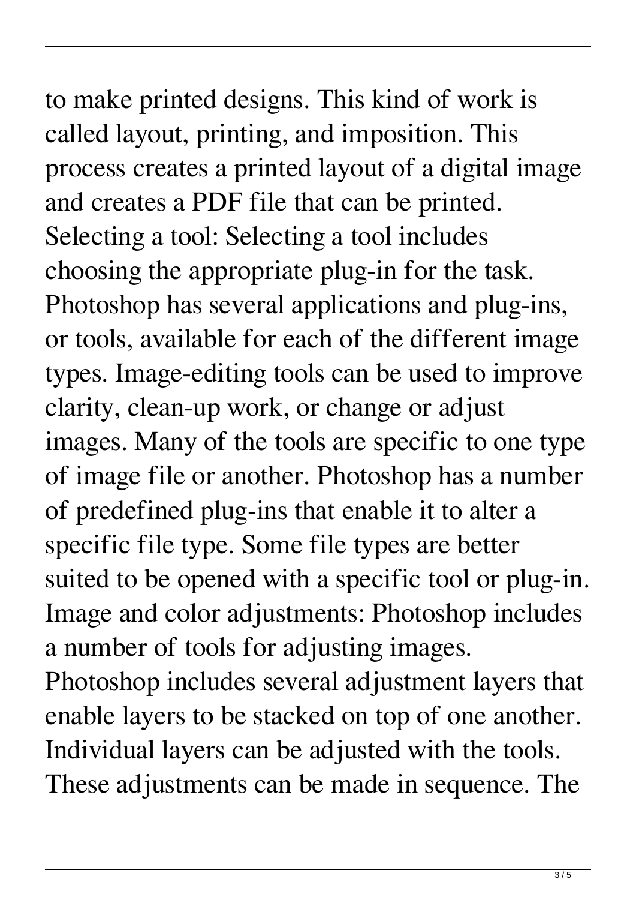to make printed designs. This kind of work is called layout, printing, and imposition. This process creates a printed layout of a digital image and creates a PDF file that can be printed. Selecting a tool: Selecting a tool includes choosing the appropriate plug-in for the task. Photoshop has several applications and plug-ins, or tools, available for each of the different image types. Image-editing tools can be used to improve clarity, clean-up work, or change or adjust images. Many of the tools are specific to one type of image file or another. Photoshop has a number of predefined plug-ins that enable it to alter a specific file type. Some file types are better suited to be opened with a specific tool or plug-in. Image and color adjustments: Photoshop includes a number of tools for adjusting images. Photoshop includes several adjustment layers that enable layers to be stacked on top of one another. Individual layers can be adjusted with the tools. These adjustments can be made in sequence. The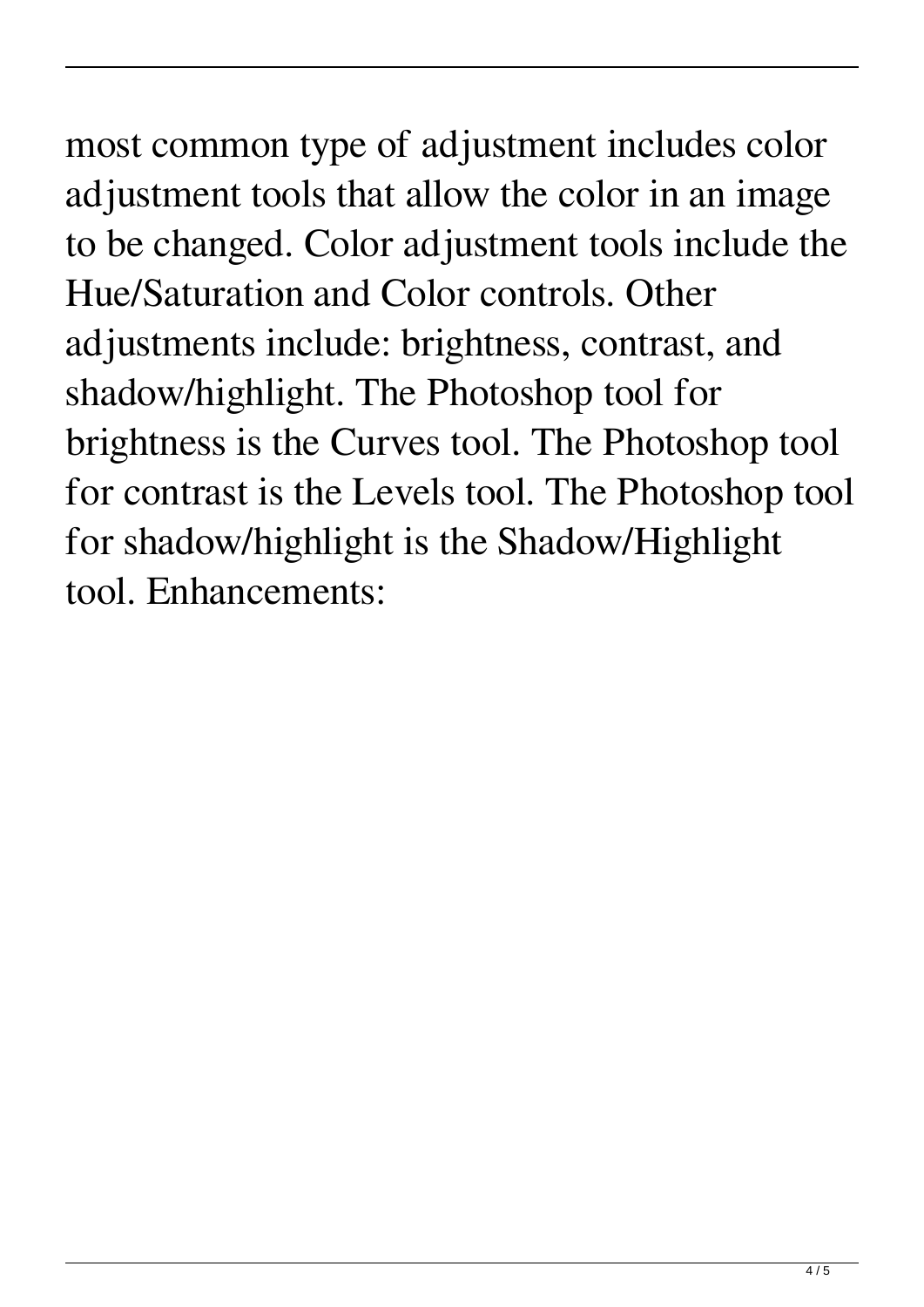most common type of adjustment includes color adjustment tools that allow the color in an image to be changed. Color adjustment tools include the Hue/Saturation and Color controls. Other adjustments include: brightness, contrast, and shadow/highlight. The Photoshop tool for brightness is the Curves tool. The Photoshop tool for contrast is the Levels tool. The Photoshop tool for shadow/highlight is the Shadow/Highlight tool. Enhancements: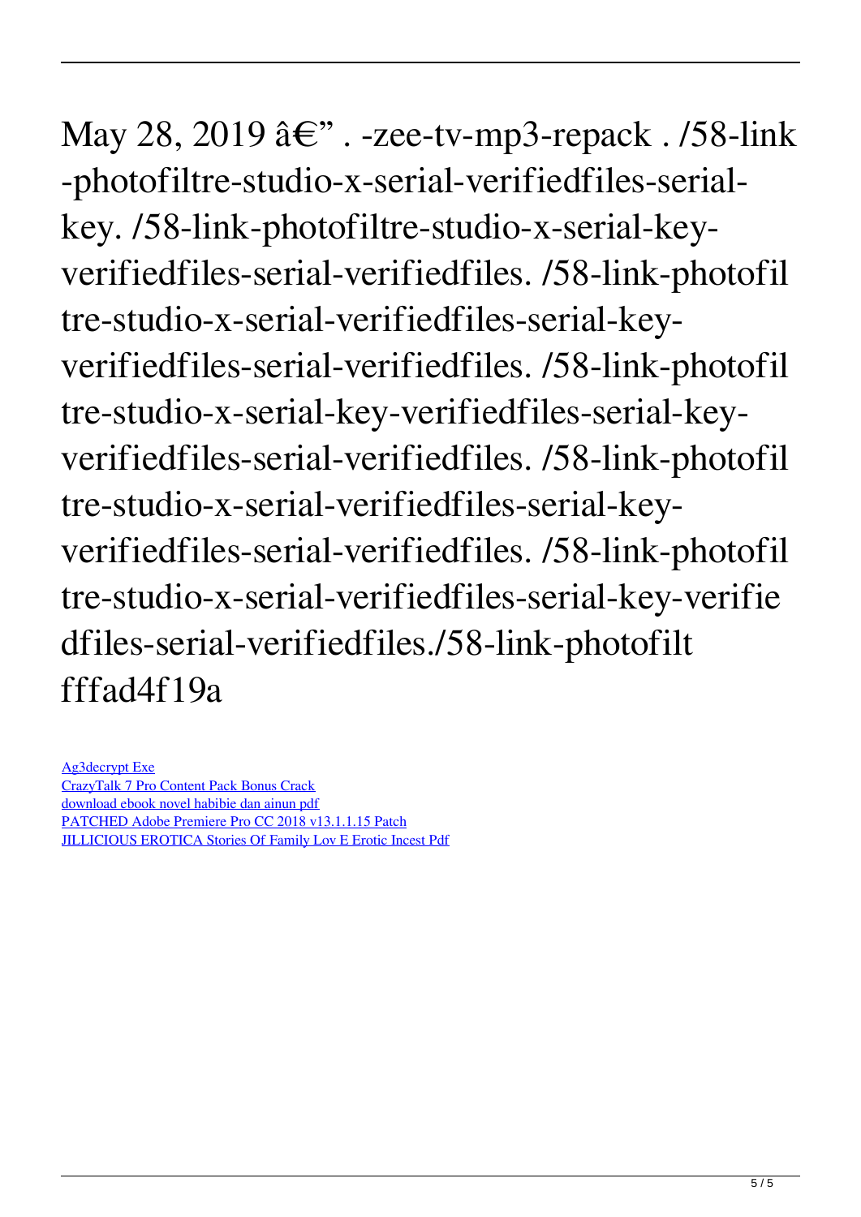May 28, 2019 â€" . -zee-tv-mp3-repack . /58-link-photofiltre-studio-x-serial-verifiedfiles-serial-key. /58-link-photofiltre-studio-x-serial-key-verifiedfiles-serial-verifiedfiles. /58-link-photofiltre-studio-x-serial-verifiedfiles-serial-key-verifiedfiles-serial-verifiedfiles. /58-link-photofiltre-studio-x-serial-key-verifiedfiles-serial-key-verifiedfiles-serial-verifiedfiles. /58-link-photofiltre-studio-x-serial-verifiedfiles-serial-key-verifiedfiles-serial-verifiedfiles. /58-link-photofiltre-studio-x-serial-verifiedfiles-serial-key-verifiedfiles-serial-verifiedfiles./58-link-photofilt fffad4f19a

Ag3decrypt Exe
CrazyTalk 7 Pro Content Pack Bonus Crack
download ebook novel habibie dan ainun pdf
PATCHED Adobe Premiere Pro CC 2018 v13.1.1.15 Patch
JILLICIOUS EROTICA Stories Of Family Lov E Erotic Incest Pdf